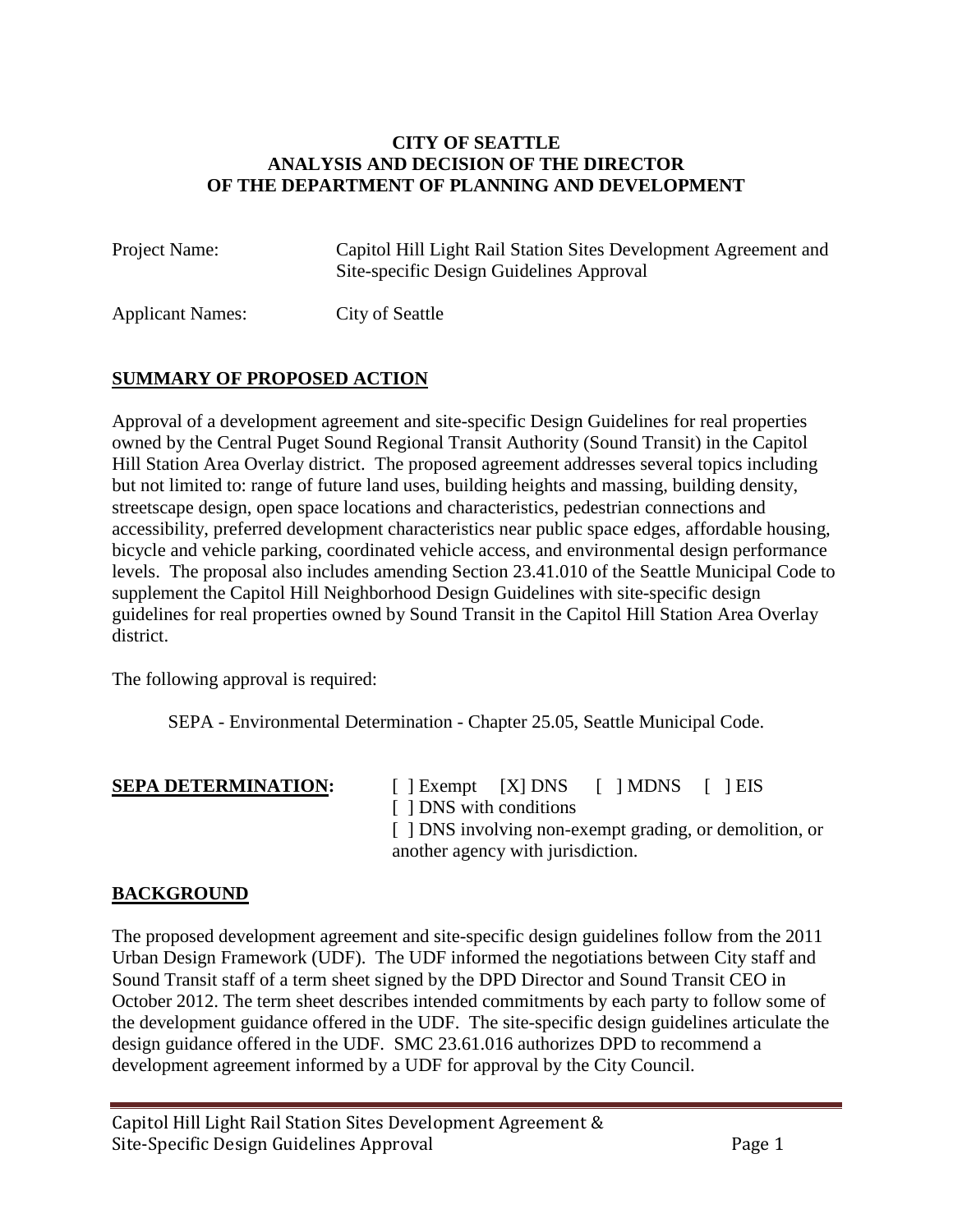**CITY OF SEATTLE**
**ANALYSIS AND DECISION OF THE DIRECTOR**
**OF THE DEPARTMENT OF PLANNING AND DEVELOPMENT**

Project Name: Capitol Hill Light Rail Station Sites Development Agreement and Site-specific Design Guidelines Approval

Applicant Names: City of Seattle

## SUMMARY OF PROPOSED ACTION

Approval of a development agreement and site-specific Design Guidelines for real properties owned by the Central Puget Sound Regional Transit Authority (Sound Transit) in the Capitol Hill Station Area Overlay district. The proposed agreement addresses several topics including but not limited to: range of future land uses, building heights and massing, building density, streetscape design, open space locations and characteristics, pedestrian connections and accessibility, preferred development characteristics near public space edges, affordable housing, bicycle and vehicle parking, coordinated vehicle access, and environmental design performance levels. The proposal also includes amending Section 23.41.010 of the Seattle Municipal Code to supplement the Capitol Hill Neighborhood Design Guidelines with site-specific design guidelines for real properties owned by Sound Transit in the Capitol Hill Station Area Overlay district.

The following approval is required:

SEPA - Environmental Determination - Chapter 25.05, Seattle Municipal Code.

**SEPA DETERMINATION:** [ ] Exempt [X] DNS [ ] MDNS [ ] EIS
[ ] DNS with conditions
[ ] DNS involving non-exempt grading, or demolition, or another agency with jurisdiction.

## BACKGROUND

The proposed development agreement and site-specific design guidelines follow from the 2011 Urban Design Framework (UDF). The UDF informed the negotiations between City staff and Sound Transit staff of a term sheet signed by the DPD Director and Sound Transit CEO in October 2012. The term sheet describes intended commitments by each party to follow some of the development guidance offered in the UDF. The site-specific design guidelines articulate the design guidance offered in the UDF. SMC 23.61.016 authorizes DPD to recommend a development agreement informed by a UDF for approval by the City Council.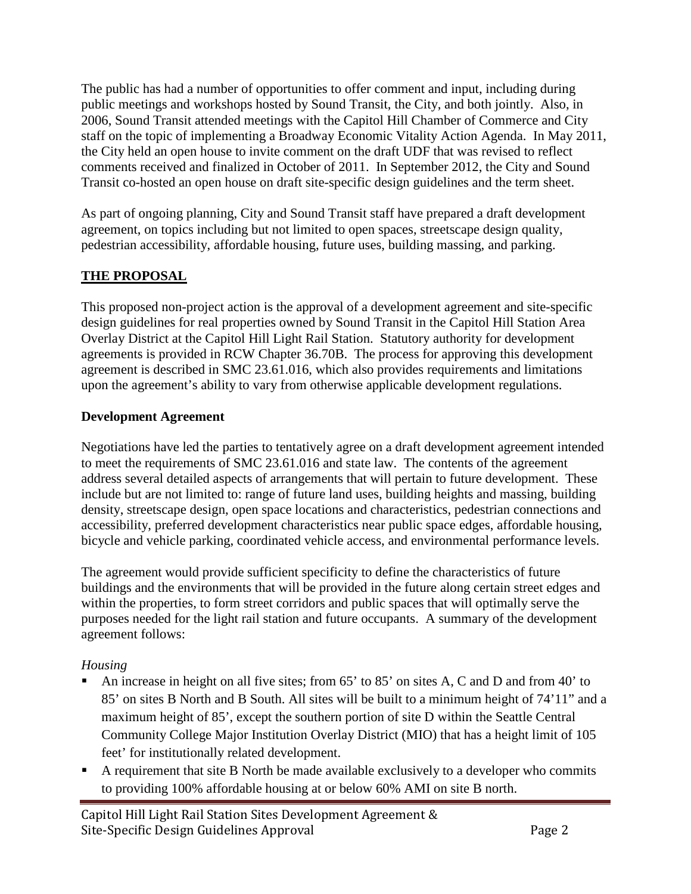The public has had a number of opportunities to offer comment and input, including during public meetings and workshops hosted by Sound Transit, the City, and both jointly. Also, in 2006, Sound Transit attended meetings with the Capitol Hill Chamber of Commerce and City staff on the topic of implementing a Broadway Economic Vitality Action Agenda. In May 2011, the City held an open house to invite comment on the draft UDF that was revised to reflect comments received and finalized in October of 2011. In September 2012, the City and Sound Transit co-hosted an open house on draft site-specific design guidelines and the term sheet.

As part of ongoing planning, City and Sound Transit staff have prepared a draft development agreement, on topics including but not limited to open spaces, streetscape design quality, pedestrian accessibility, affordable housing, future uses, building massing, and parking.

## THE PROPOSAL

This proposed non-project action is the approval of a development agreement and site-specific design guidelines for real properties owned by Sound Transit in the Capitol Hill Station Area Overlay District at the Capitol Hill Light Rail Station. Statutory authority for development agreements is provided in RCW Chapter 36.70B. The process for approving this development agreement is described in SMC 23.61.016, which also provides requirements and limitations upon the agreement's ability to vary from otherwise applicable development regulations.

### Development Agreement

Negotiations have led the parties to tentatively agree on a draft development agreement intended to meet the requirements of SMC 23.61.016 and state law. The contents of the agreement address several detailed aspects of arrangements that will pertain to future development. These include but are not limited to: range of future land uses, building heights and massing, building density, streetscape design, open space locations and characteristics, pedestrian connections and accessibility, preferred development characteristics near public space edges, affordable housing, bicycle and vehicle parking, coordinated vehicle access, and environmental performance levels.

The agreement would provide sufficient specificity to define the characteristics of future buildings and the environments that will be provided in the future along certain street edges and within the properties, to form street corridors and public spaces that will optimally serve the purposes needed for the light rail station and future occupants. A summary of the development agreement follows:

*Housing*

- An increase in height on all five sites; from 65' to 85' on sites A, C and D and from 40' to 85' on sites B North and B South. All sites will be built to a minimum height of 74'11" and a maximum height of 85', except the southern portion of site D within the Seattle Central Community College Major Institution Overlay District (MIO) that has a height limit of 105 feet' for institutionally related development.
- A requirement that site B North be made available exclusively to a developer who commits to providing 100% affordable housing at or below 60% AMI on site B north.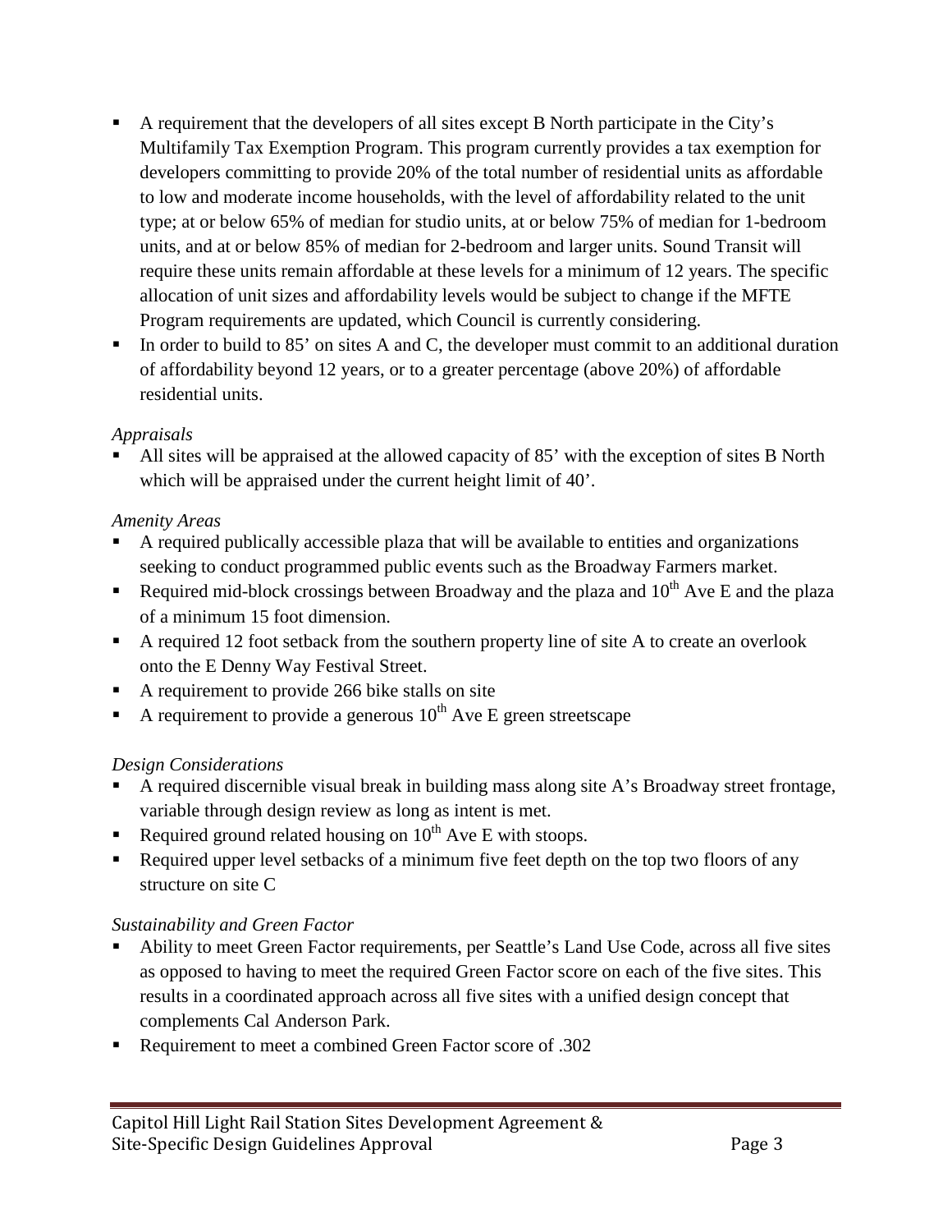- A requirement that the developers of all sites except B North participate in the City's Multifamily Tax Exemption Program. This program currently provides a tax exemption for developers committing to provide 20% of the total number of residential units as affordable to low and moderate income households, with the level of affordability related to the unit type; at or below 65% of median for studio units, at or below 75% of median for 1-bedroom units, and at or below 85% of median for 2-bedroom and larger units. Sound Transit will require these units remain affordable at these levels for a minimum of 12 years. The specific allocation of unit sizes and affordability levels would be subject to change if the MFTE Program requirements are updated, which Council is currently considering.
- In order to build to 85' on sites A and C, the developer must commit to an additional duration of affordability beyond 12 years, or to a greater percentage (above 20%) of affordable residential units.

*Appraisals*

- All sites will be appraised at the allowed capacity of 85' with the exception of sites B North which will be appraised under the current height limit of 40'.

*Amenity Areas*

- A required publically accessible plaza that will be available to entities and organizations seeking to conduct programmed public events such as the Broadway Farmers market.
- Required mid-block crossings between Broadway and the plaza and 10th Ave E and the plaza of a minimum 15 foot dimension.
- A required 12 foot setback from the southern property line of site A to create an overlook onto the E Denny Way Festival Street.
- A requirement to provide 266 bike stalls on site
- A requirement to provide a generous 10th Ave E green streetscape

*Design Considerations*

- A required discernible visual break in building mass along site A's Broadway street frontage, variable through design review as long as intent is met.
- Required ground related housing on 10th Ave E with stoops.
- Required upper level setbacks of a minimum five feet depth on the top two floors of any structure on site C

*Sustainability and Green Factor*

- Ability to meet Green Factor requirements, per Seattle's Land Use Code, across all five sites as opposed to having to meet the required Green Factor score on each of the five sites. This results in a coordinated approach across all five sites with a unified design concept that complements Cal Anderson Park.
- Requirement to meet a combined Green Factor score of .302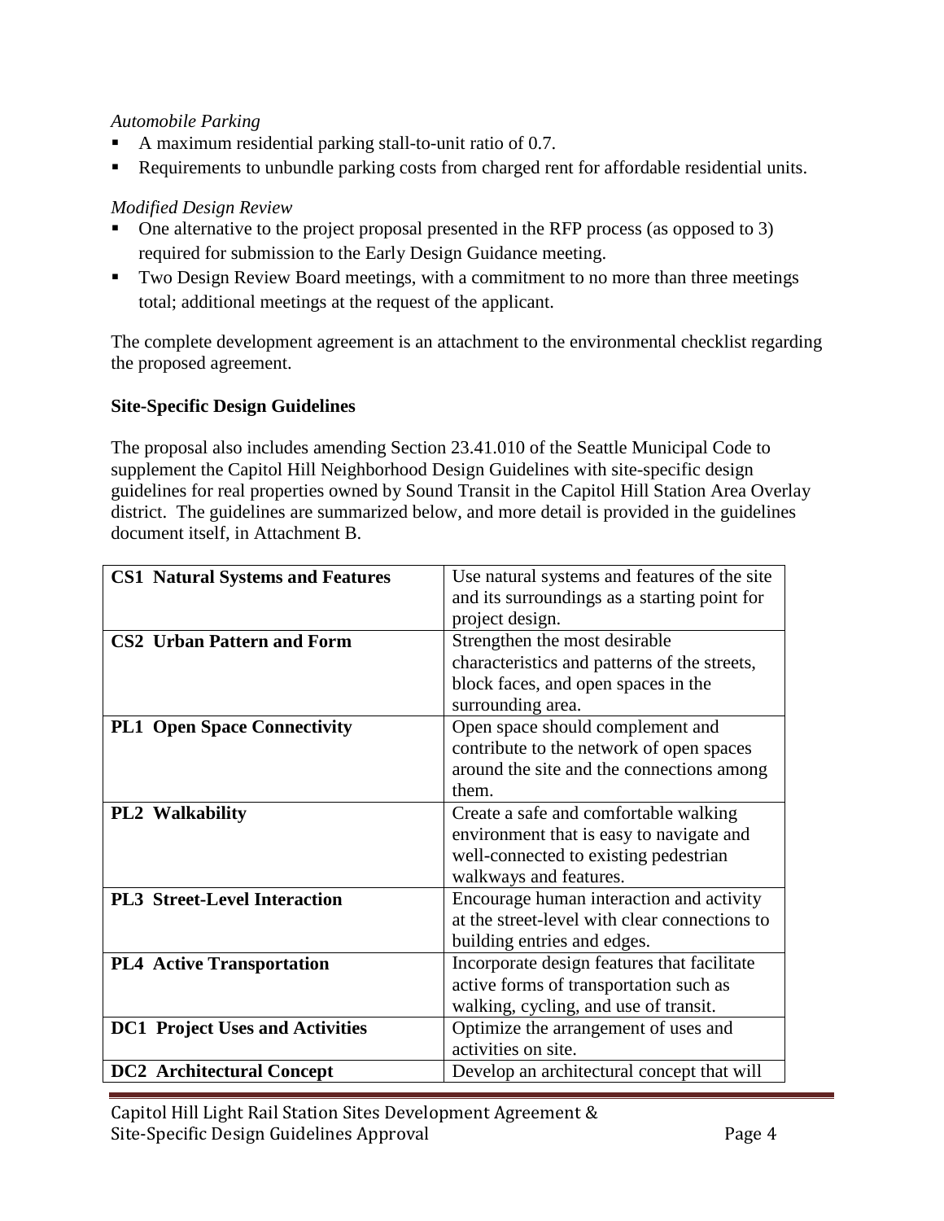*Automobile Parking*

- A maximum residential parking stall-to-unit ratio of 0.7.
- Requirements to unbundle parking costs from charged rent for affordable residential units.

*Modified Design Review*

- One alternative to the project proposal presented in the RFP process (as opposed to 3) required for submission to the Early Design Guidance meeting.
- Two Design Review Board meetings, with a commitment to no more than three meetings total; additional meetings at the request of the applicant.

The complete development agreement is an attachment to the environmental checklist regarding the proposed agreement.

**Site-Specific Design Guidelines**

The proposal also includes amending Section 23.41.010 of the Seattle Municipal Code to supplement the Capitol Hill Neighborhood Design Guidelines with site-specific design guidelines for real properties owned by Sound Transit in the Capitol Hill Station Area Overlay district. The guidelines are summarized below, and more detail is provided in the guidelines document itself, in Attachment B.

| | |
|---|---|
| **CS1 Natural Systems and Features** | Use natural systems and features of the site and its surroundings as a starting point for project design. |
| **CS2 Urban Pattern and Form** | Strengthen the most desirable characteristics and patterns of the streets, block faces, and open spaces in the surrounding area. |
| **PL1 Open Space Connectivity** | Open space should complement and contribute to the network of open spaces around the site and the connections among them. |
| **PL2 Walkability** | Create a safe and comfortable walking environment that is easy to navigate and well-connected to existing pedestrian walkways and features. |
| **PL3 Street-Level Interaction** | Encourage human interaction and activity at the street-level with clear connections to building entries and edges. |
| **PL4 Active Transportation** | Incorporate design features that facilitate active forms of transportation such as walking, cycling, and use of transit. |
| **DC1 Project Uses and Activities** | Optimize the arrangement of uses and activities on site. |
| **DC2 Architectural Concept** | Develop an architectural concept that will |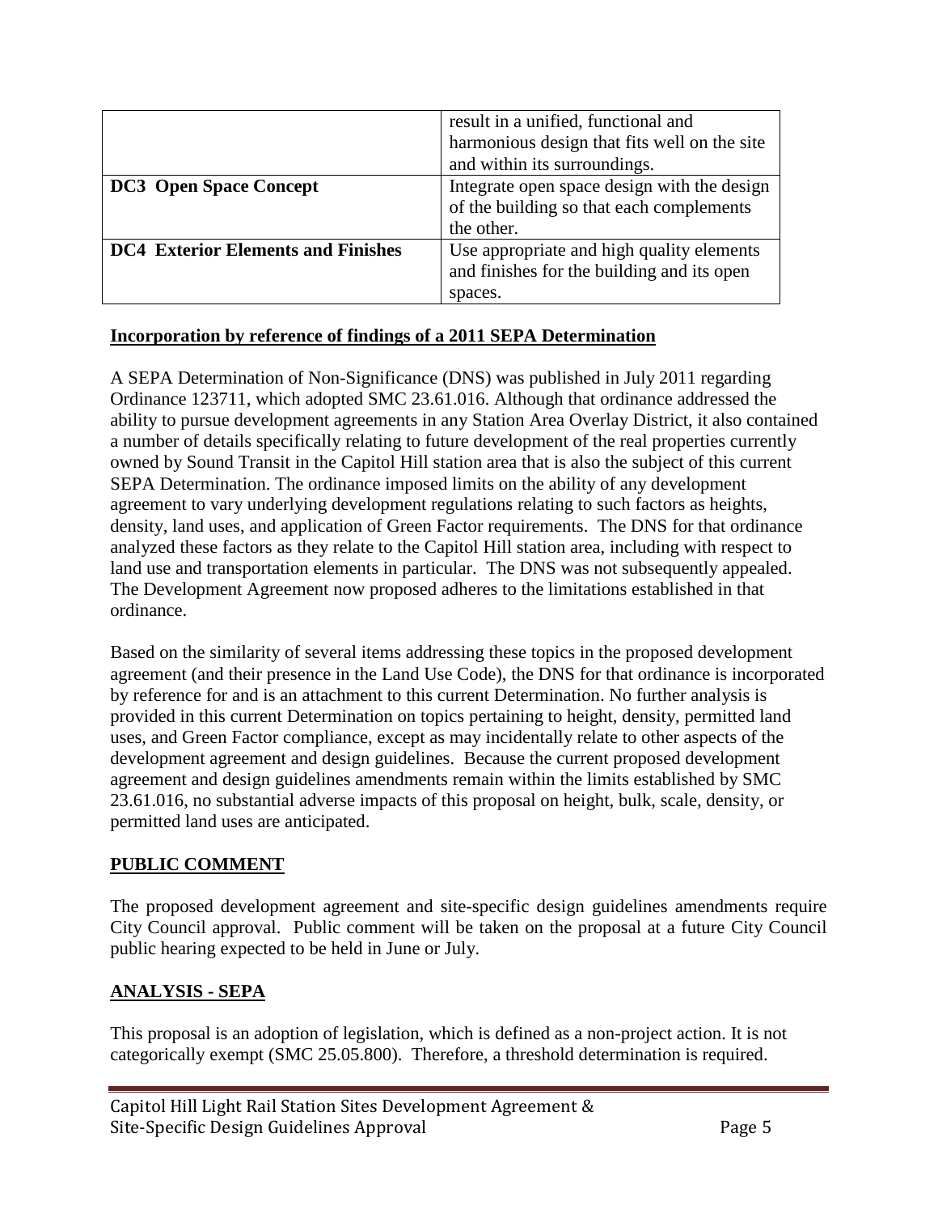| | |
|---|---|
| | result in a unified, functional and harmonious design that fits well on the site and within its surroundings. |
| **DC3 Open Space Concept** | Integrate open space design with the design of the building so that each complements the other. |
| **DC4 Exterior Elements and Finishes** | Use appropriate and high quality elements and finishes for the building and its open spaces. |

**Incorporation by reference of findings of a 2011 SEPA Determination**

A SEPA Determination of Non-Significance (DNS) was published in July 2011 regarding Ordinance 123711, which adopted SMC 23.61.016. Although that ordinance addressed the ability to pursue development agreements in any Station Area Overlay District, it also contained a number of details specifically relating to future development of the real properties currently owned by Sound Transit in the Capitol Hill station area that is also the subject of this current SEPA Determination. The ordinance imposed limits on the ability of any development agreement to vary underlying development regulations relating to such factors as heights, density, land uses, and application of Green Factor requirements. The DNS for that ordinance analyzed these factors as they relate to the Capitol Hill station area, including with respect to land use and transportation elements in particular. The DNS was not subsequently appealed. The Development Agreement now proposed adheres to the limitations established in that ordinance.

Based on the similarity of several items addressing these topics in the proposed development agreement (and their presence in the Land Use Code), the DNS for that ordinance is incorporated by reference for and is an attachment to this current Determination. No further analysis is provided in this current Determination on topics pertaining to height, density, permitted land uses, and Green Factor compliance, except as may incidentally relate to other aspects of the development agreement and design guidelines. Because the current proposed development agreement and design guidelines amendments remain within the limits established by SMC 23.61.016, no substantial adverse impacts of this proposal on height, bulk, scale, density, or permitted land uses are anticipated.

## PUBLIC COMMENT

The proposed development agreement and site-specific design guidelines amendments require City Council approval. Public comment will be taken on the proposal at a future City Council public hearing expected to be held in June or July.

## ANALYSIS - SEPA

This proposal is an adoption of legislation, which is defined as a non-project action. It is not categorically exempt (SMC 25.05.800). Therefore, a threshold determination is required.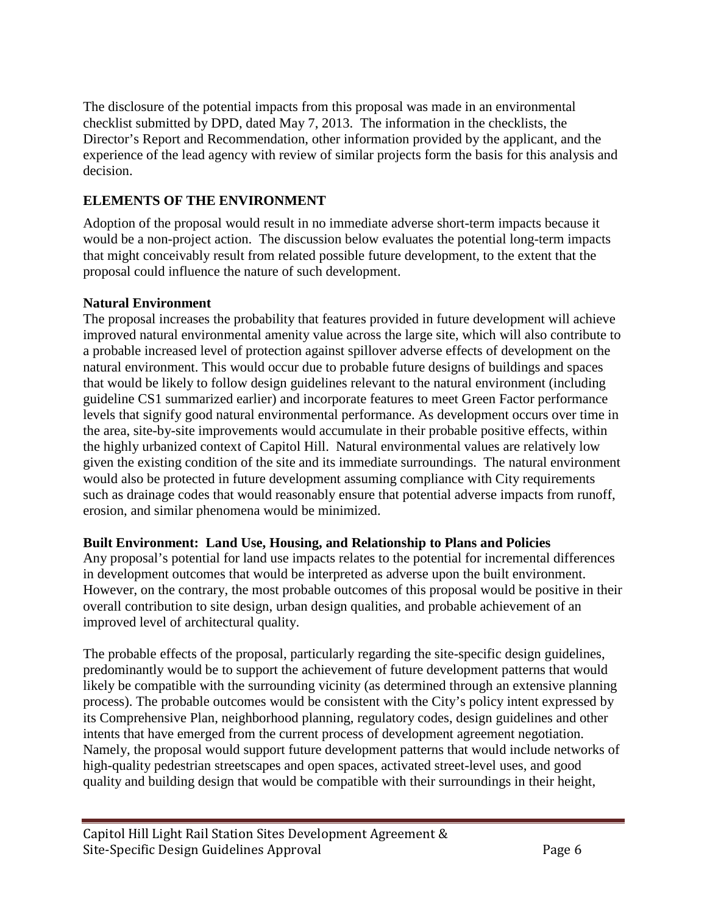The disclosure of the potential impacts from this proposal was made in an environmental checklist submitted by DPD, dated May 7, 2013. The information in the checklists, the Director's Report and Recommendation, other information provided by the applicant, and the experience of the lead agency with review of similar projects form the basis for this analysis and decision.

## ELEMENTS OF THE ENVIRONMENT

Adoption of the proposal would result in no immediate adverse short-term impacts because it would be a non-project action. The discussion below evaluates the potential long-term impacts that might conceivably result from related possible future development, to the extent that the proposal could influence the nature of such development.

### Natural Environment

The proposal increases the probability that features provided in future development will achieve improved natural environmental amenity value across the large site, which will also contribute to a probable increased level of protection against spillover adverse effects of development on the natural environment. This would occur due to probable future designs of buildings and spaces that would be likely to follow design guidelines relevant to the natural environment (including guideline CS1 summarized earlier) and incorporate features to meet Green Factor performance levels that signify good natural environmental performance. As development occurs over time in the area, site-by-site improvements would accumulate in their probable positive effects, within the highly urbanized context of Capitol Hill. Natural environmental values are relatively low given the existing condition of the site and its immediate surroundings. The natural environment would also be protected in future development assuming compliance with City requirements such as drainage codes that would reasonably ensure that potential adverse impacts from runoff, erosion, and similar phenomena would be minimized.

### Built Environment: Land Use, Housing, and Relationship to Plans and Policies

Any proposal's potential for land use impacts relates to the potential for incremental differences in development outcomes that would be interpreted as adverse upon the built environment. However, on the contrary, the most probable outcomes of this proposal would be positive in their overall contribution to site design, urban design qualities, and probable achievement of an improved level of architectural quality.

The probable effects of the proposal, particularly regarding the site-specific design guidelines, predominantly would be to support the achievement of future development patterns that would likely be compatible with the surrounding vicinity (as determined through an extensive planning process). The probable outcomes would be consistent with the City's policy intent expressed by its Comprehensive Plan, neighborhood planning, regulatory codes, design guidelines and other intents that have emerged from the current process of development agreement negotiation. Namely, the proposal would support future development patterns that would include networks of high-quality pedestrian streetscapes and open spaces, activated street-level uses, and good quality and building design that would be compatible with their surroundings in their height,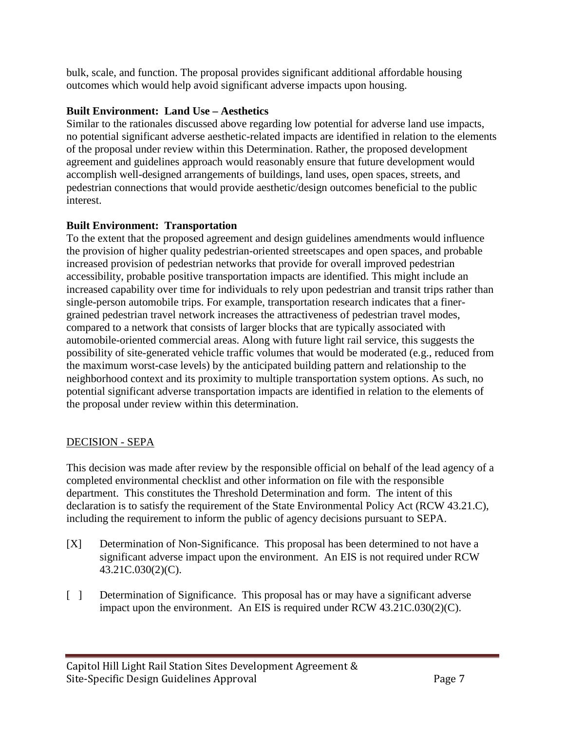bulk, scale, and function. The proposal provides significant additional affordable housing outcomes which would help avoid significant adverse impacts upon housing.

**Built Environment: Land Use – Aesthetics**

Similar to the rationales discussed above regarding low potential for adverse land use impacts, no potential significant adverse aesthetic-related impacts are identified in relation to the elements of the proposal under review within this Determination. Rather, the proposed development agreement and guidelines approach would reasonably ensure that future development would accomplish well-designed arrangements of buildings, land uses, open spaces, streets, and pedestrian connections that would provide aesthetic/design outcomes beneficial to the public interest.

**Built Environment: Transportation**

To the extent that the proposed agreement and design guidelines amendments would influence the provision of higher quality pedestrian-oriented streetscapes and open spaces, and probable increased provision of pedestrian networks that provide for overall improved pedestrian accessibility, probable positive transportation impacts are identified. This might include an increased capability over time for individuals to rely upon pedestrian and transit trips rather than single-person automobile trips. For example, transportation research indicates that a finer-grained pedestrian travel network increases the attractiveness of pedestrian travel modes, compared to a network that consists of larger blocks that are typically associated with automobile-oriented commercial areas. Along with future light rail service, this suggests the possibility of site-generated vehicle traffic volumes that would be moderated (e.g., reduced from the maximum worst-case levels) by the anticipated building pattern and relationship to the neighborhood context and its proximity to multiple transportation system options. As such, no potential significant adverse transportation impacts are identified in relation to the elements of the proposal under review within this determination.

<u>DECISION - SEPA</u>

This decision was made after review by the responsible official on behalf of the lead agency of a completed environmental checklist and other information on file with the responsible department. This constitutes the Threshold Determination and form. The intent of this declaration is to satisfy the requirement of the State Environmental Policy Act (RCW 43.21.C), including the requirement to inform the public of agency decisions pursuant to SEPA.

[X] Determination of Non-Significance. This proposal has been determined to not have a significant adverse impact upon the environment. An EIS is not required under RCW 43.21C.030(2)(C).

[ ] Determination of Significance. This proposal has or may have a significant adverse impact upon the environment. An EIS is required under RCW 43.21C.030(2)(C).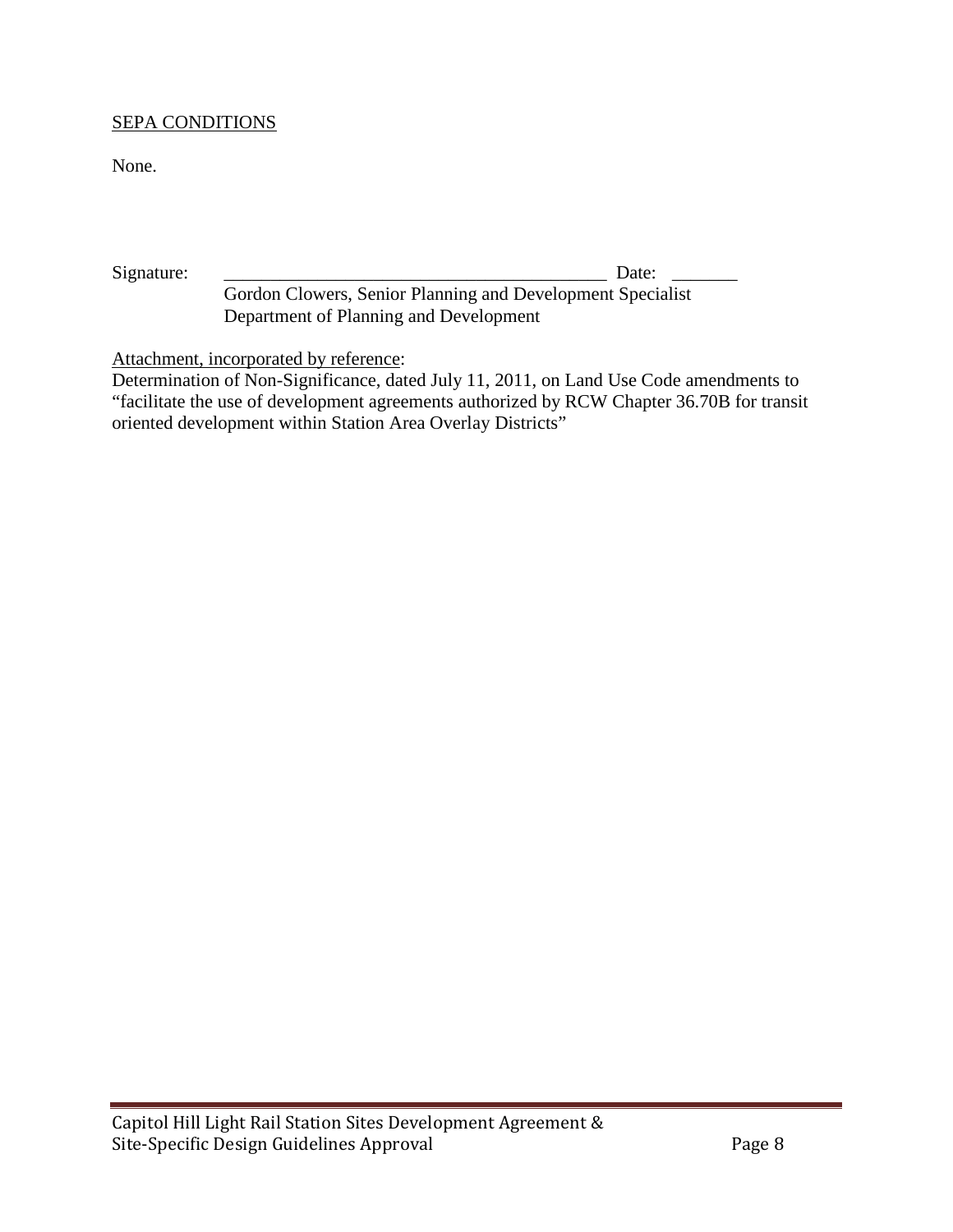SEPA CONDITIONS

None.

Signature: __________________________________________ Date: _______

Gordon Clowers, Senior Planning and Development Specialist
Department of Planning and Development

Attachment, incorporated by reference:
Determination of Non-Significance, dated July 11, 2011, on Land Use Code amendments to "facilitate the use of development agreements authorized by RCW Chapter 36.70B for transit oriented development within Station Area Overlay Districts"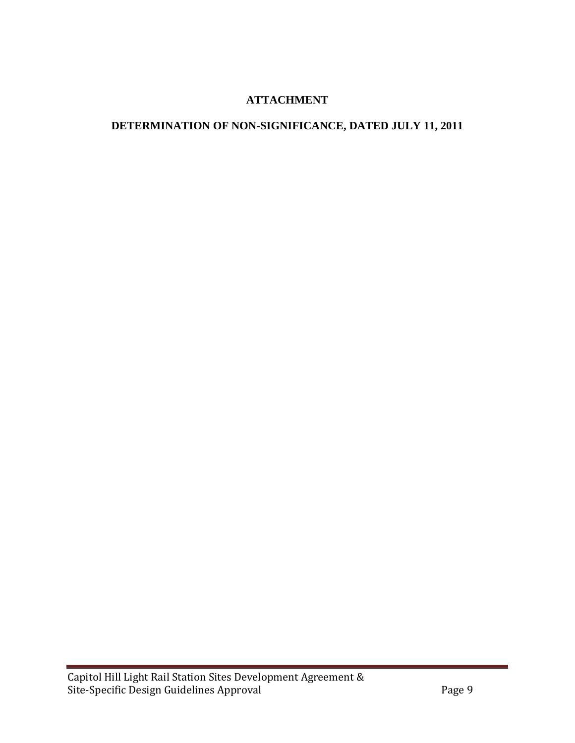# ATTACHMENT

## DETERMINATION OF NON-SIGNIFICANCE, DATED JULY 11, 2011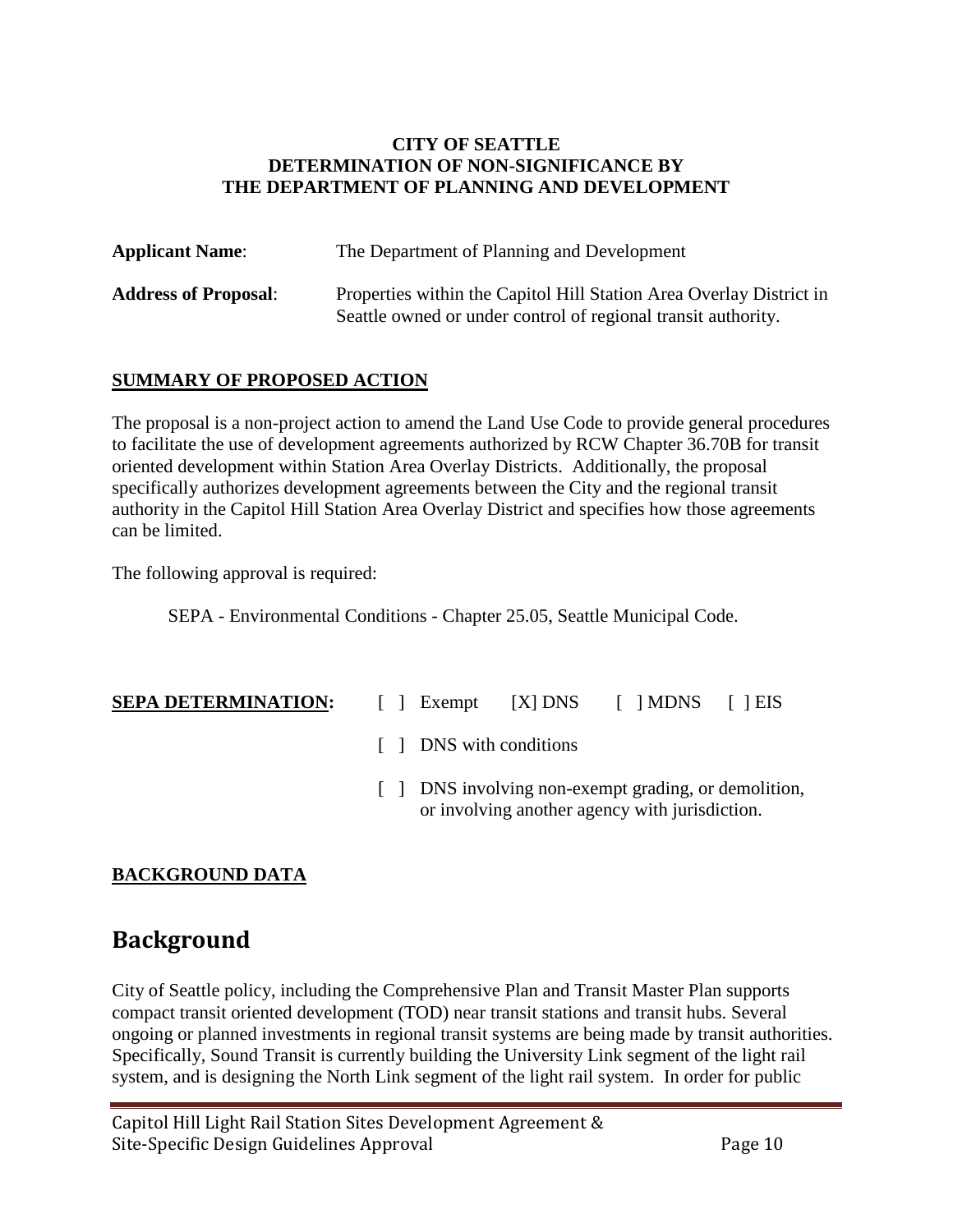**CITY OF SEATTLE**
**DETERMINATION OF NON-SIGNIFICANCE BY**
**THE DEPARTMENT OF PLANNING AND DEVELOPMENT**

**Applicant Name**: The Department of Planning and Development

**Address of Proposal**: Properties within the Capitol Hill Station Area Overlay District in Seattle owned or under control of regional transit authority.

**SUMMARY OF PROPOSED ACTION**

The proposal is a non-project action to amend the Land Use Code to provide general procedures to facilitate the use of development agreements authorized by RCW Chapter 36.70B for transit oriented development within Station Area Overlay Districts. Additionally, the proposal specifically authorizes development agreements between the City and the regional transit authority in the Capitol Hill Station Area Overlay District and specifies how those agreements can be limited.

The following approval is required:

SEPA - Environmental Conditions - Chapter 25.05, Seattle Municipal Code.

**SEPA DETERMINATION:** [ ] Exempt [X] DNS [ ] MDNS [ ] EIS

[ ] DNS with conditions

[ ] DNS involving non-exempt grading, or demolition, or involving another agency with jurisdiction.

**BACKGROUND DATA**

# Background

City of Seattle policy, including the Comprehensive Plan and Transit Master Plan supports compact transit oriented development (TOD) near transit stations and transit hubs. Several ongoing or planned investments in regional transit systems are being made by transit authorities. Specifically, Sound Transit is currently building the University Link segment of the light rail system, and is designing the North Link segment of the light rail system. In order for public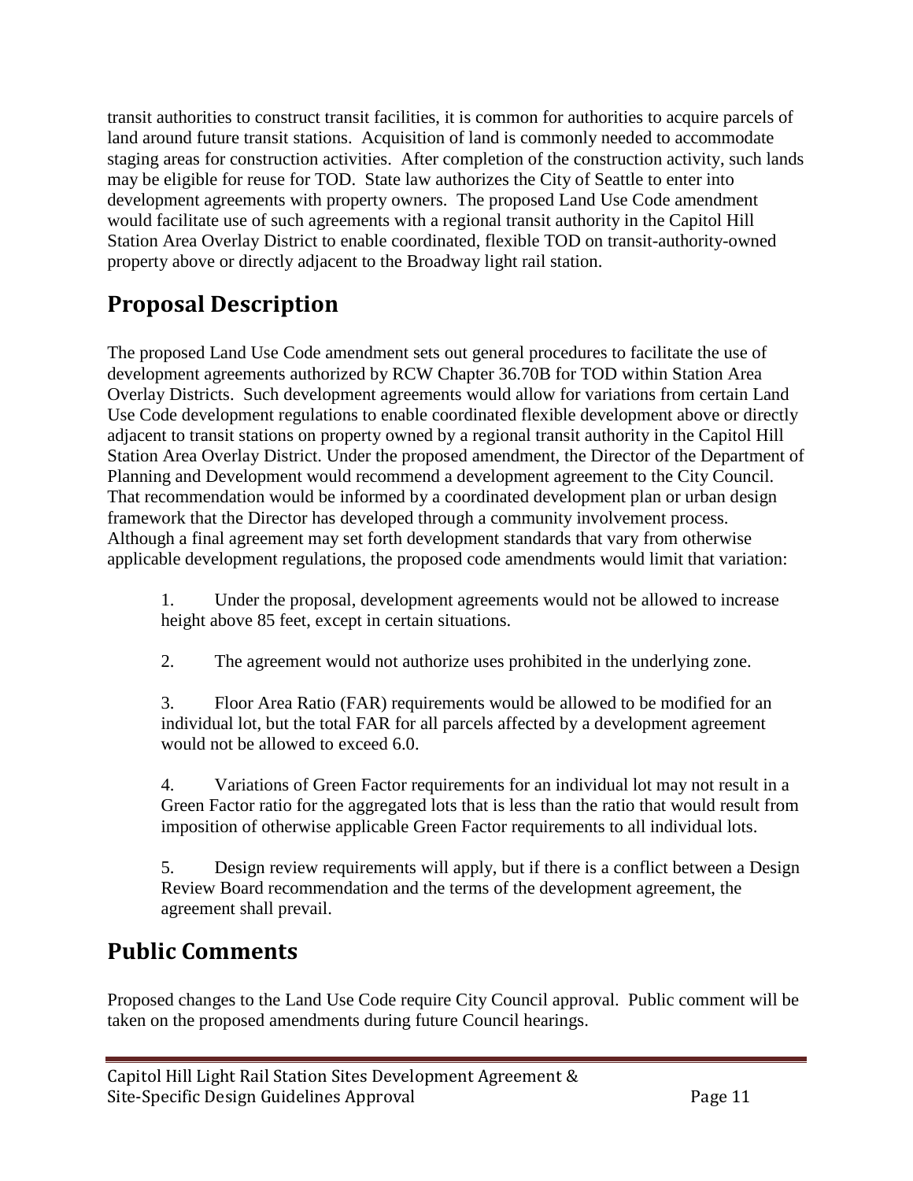transit authorities to construct transit facilities, it is common for authorities to acquire parcels of land around future transit stations. Acquisition of land is commonly needed to accommodate staging areas for construction activities. After completion of the construction activity, such lands may be eligible for reuse for TOD. State law authorizes the City of Seattle to enter into development agreements with property owners. The proposed Land Use Code amendment would facilitate use of such agreements with a regional transit authority in the Capitol Hill Station Area Overlay District to enable coordinated, flexible TOD on transit-authority-owned property above or directly adjacent to the Broadway light rail station.

## Proposal Description

The proposed Land Use Code amendment sets out general procedures to facilitate the use of development agreements authorized by RCW Chapter 36.70B for TOD within Station Area Overlay Districts. Such development agreements would allow for variations from certain Land Use Code development regulations to enable coordinated flexible development above or directly adjacent to transit stations on property owned by a regional transit authority in the Capitol Hill Station Area Overlay District. Under the proposed amendment, the Director of the Department of Planning and Development would recommend a development agreement to the City Council. That recommendation would be informed by a coordinated development plan or urban design framework that the Director has developed through a community involvement process. Although a final agreement may set forth development standards that vary from otherwise applicable development regulations, the proposed code amendments would limit that variation:

1. Under the proposal, development agreements would not be allowed to increase height above 85 feet, except in certain situations.

2. The agreement would not authorize uses prohibited in the underlying zone.

3. Floor Area Ratio (FAR) requirements would be allowed to be modified for an individual lot, but the total FAR for all parcels affected by a development agreement would not be allowed to exceed 6.0.

4. Variations of Green Factor requirements for an individual lot may not result in a Green Factor ratio for the aggregated lots that is less than the ratio that would result from imposition of otherwise applicable Green Factor requirements to all individual lots.

5. Design review requirements will apply, but if there is a conflict between a Design Review Board recommendation and the terms of the development agreement, the agreement shall prevail.

## Public Comments

Proposed changes to the Land Use Code require City Council approval. Public comment will be taken on the proposed amendments during future Council hearings.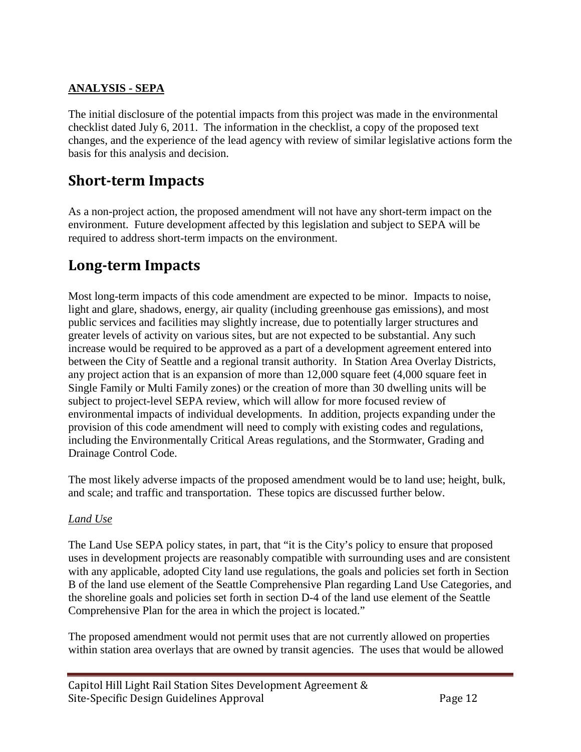**ANALYSIS - SEPA**

The initial disclosure of the potential impacts from this project was made in the environmental checklist dated July 6, 2011. The information in the checklist, a copy of the proposed text changes, and the experience of the lead agency with review of similar legislative actions form the basis for this analysis and decision.

# Short-term Impacts

As a non-project action, the proposed amendment will not have any short-term impact on the environment. Future development affected by this legislation and subject to SEPA will be required to address short-term impacts on the environment.

# Long-term Impacts

Most long-term impacts of this code amendment are expected to be minor. Impacts to noise, light and glare, shadows, energy, air quality (including greenhouse gas emissions), and most public services and facilities may slightly increase, due to potentially larger structures and greater levels of activity on various sites, but are not expected to be substantial. Any such increase would be required to be approved as a part of a development agreement entered into between the City of Seattle and a regional transit authority. In Station Area Overlay Districts, any project action that is an expansion of more than 12,000 square feet (4,000 square feet in Single Family or Multi Family zones) or the creation of more than 30 dwelling units will be subject to project-level SEPA review, which will allow for more focused review of environmental impacts of individual developments. In addition, projects expanding under the provision of this code amendment will need to comply with existing codes and regulations, including the Environmentally Critical Areas regulations, and the Stormwater, Grading and Drainage Control Code.

The most likely adverse impacts of the proposed amendment would be to land use; height, bulk, and scale; and traffic and transportation. These topics are discussed further below.

*Land Use*

The Land Use SEPA policy states, in part, that "it is the City's policy to ensure that proposed uses in development projects are reasonably compatible with surrounding uses and are consistent with any applicable, adopted City land use regulations, the goals and policies set forth in Section B of the land use element of the Seattle Comprehensive Plan regarding Land Use Categories, and the shoreline goals and policies set forth in section D-4 of the land use element of the Seattle Comprehensive Plan for the area in which the project is located."

The proposed amendment would not permit uses that are not currently allowed on properties within station area overlays that are owned by transit agencies. The uses that would be allowed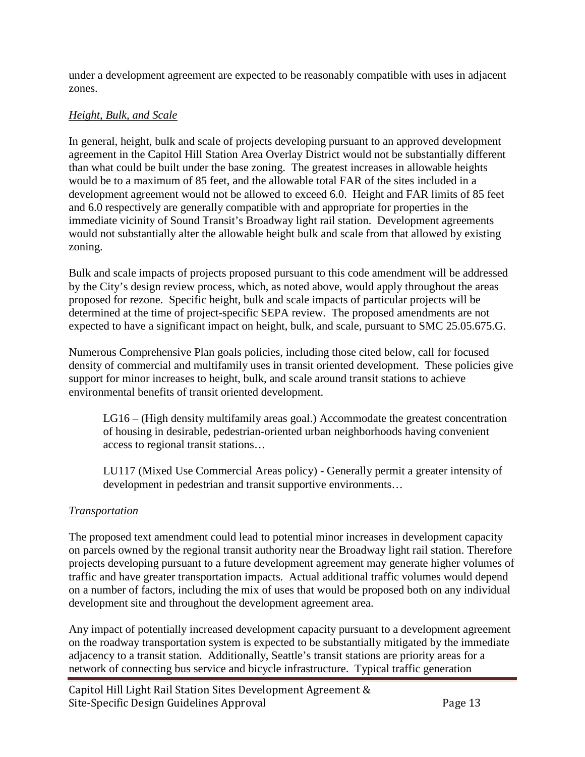under a development agreement are expected to be reasonably compatible with uses in adjacent zones.

*Height, Bulk, and Scale*

In general, height, bulk and scale of projects developing pursuant to an approved development agreement in the Capitol Hill Station Area Overlay District would not be substantially different than what could be built under the base zoning. The greatest increases in allowable heights would be to a maximum of 85 feet, and the allowable total FAR of the sites included in a development agreement would not be allowed to exceed 6.0. Height and FAR limits of 85 feet and 6.0 respectively are generally compatible with and appropriate for properties in the immediate vicinity of Sound Transit's Broadway light rail station. Development agreements would not substantially alter the allowable height bulk and scale from that allowed by existing zoning.

Bulk and scale impacts of projects proposed pursuant to this code amendment will be addressed by the City's design review process, which, as noted above, would apply throughout the areas proposed for rezone. Specific height, bulk and scale impacts of particular projects will be determined at the time of project-specific SEPA review. The proposed amendments are not expected to have a significant impact on height, bulk, and scale, pursuant to SMC 25.05.675.G.

Numerous Comprehensive Plan goals policies, including those cited below, call for focused density of commercial and multifamily uses in transit oriented development. These policies give support for minor increases to height, bulk, and scale around transit stations to achieve environmental benefits of transit oriented development.

> LG16 – (High density multifamily areas goal.) Accommodate the greatest concentration of housing in desirable, pedestrian-oriented urban neighborhoods having convenient access to regional transit stations…
>
> LU117 (Mixed Use Commercial Areas policy) - Generally permit a greater intensity of development in pedestrian and transit supportive environments…

*Transportation*

The proposed text amendment could lead to potential minor increases in development capacity on parcels owned by the regional transit authority near the Broadway light rail station. Therefore projects developing pursuant to a future development agreement may generate higher volumes of traffic and have greater transportation impacts. Actual additional traffic volumes would depend on a number of factors, including the mix of uses that would be proposed both on any individual development site and throughout the development agreement area.

Any impact of potentially increased development capacity pursuant to a development agreement on the roadway transportation system is expected to be substantially mitigated by the immediate adjacency to a transit station. Additionally, Seattle's transit stations are priority areas for a network of connecting bus service and bicycle infrastructure. Typical traffic generation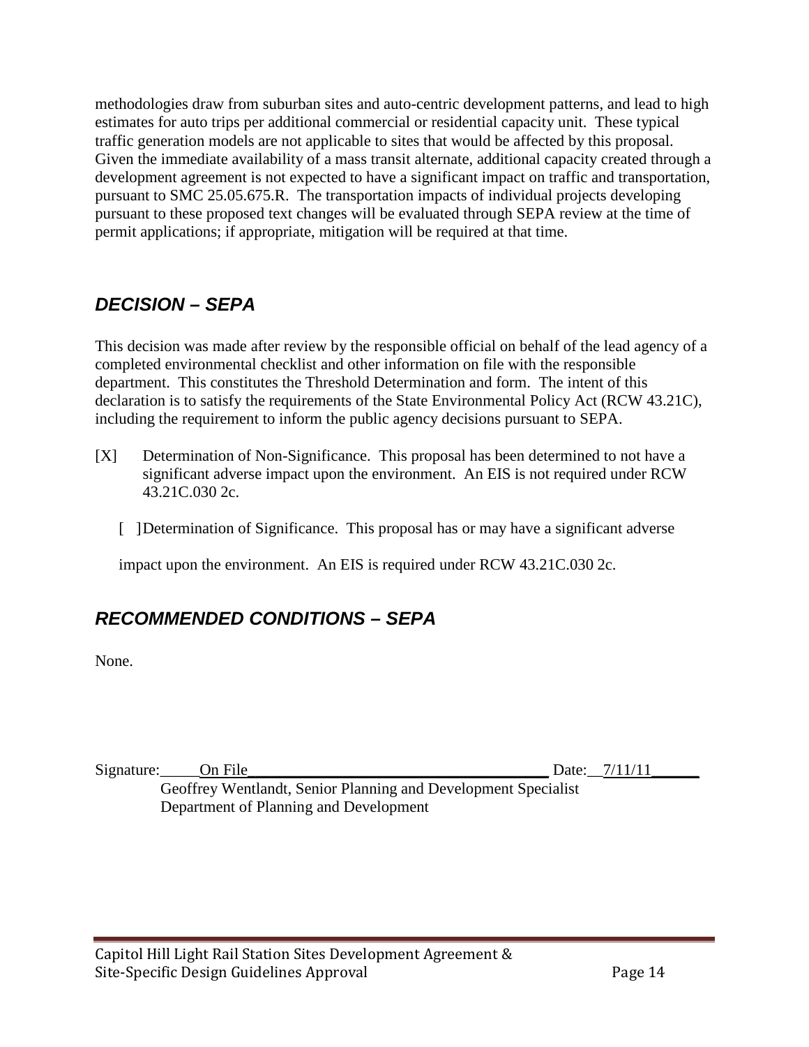methodologies draw from suburban sites and auto-centric development patterns, and lead to high estimates for auto trips per additional commercial or residential capacity unit. These typical traffic generation models are not applicable to sites that would be affected by this proposal. Given the immediate availability of a mass transit alternate, additional capacity created through a development agreement is not expected to have a significant impact on traffic and transportation, pursuant to SMC 25.05.675.R. The transportation impacts of individual projects developing pursuant to these proposed text changes will be evaluated through SEPA review at the time of permit applications; if appropriate, mitigation will be required at that time.

## *DECISION – SEPA*

This decision was made after review by the responsible official on behalf of the lead agency of a completed environmental checklist and other information on file with the responsible department. This constitutes the Threshold Determination and form. The intent of this declaration is to satisfy the requirements of the State Environmental Policy Act (RCW 43.21C), including the requirement to inform the public agency decisions pursuant to SEPA.

[X] Determination of Non-Significance. This proposal has been determined to not have a significant adverse impact upon the environment. An EIS is not required under RCW 43.21C.030 2c.

[ ] Determination of Significance. This proposal has or may have a significant adverse impact upon the environment. An EIS is required under RCW 43.21C.030 2c.

## *RECOMMENDED CONDITIONS – SEPA*

None.

Signature: On File Date: 7/11/11
Geoffrey Wentlandt, Senior Planning and Development Specialist
Department of Planning and Development